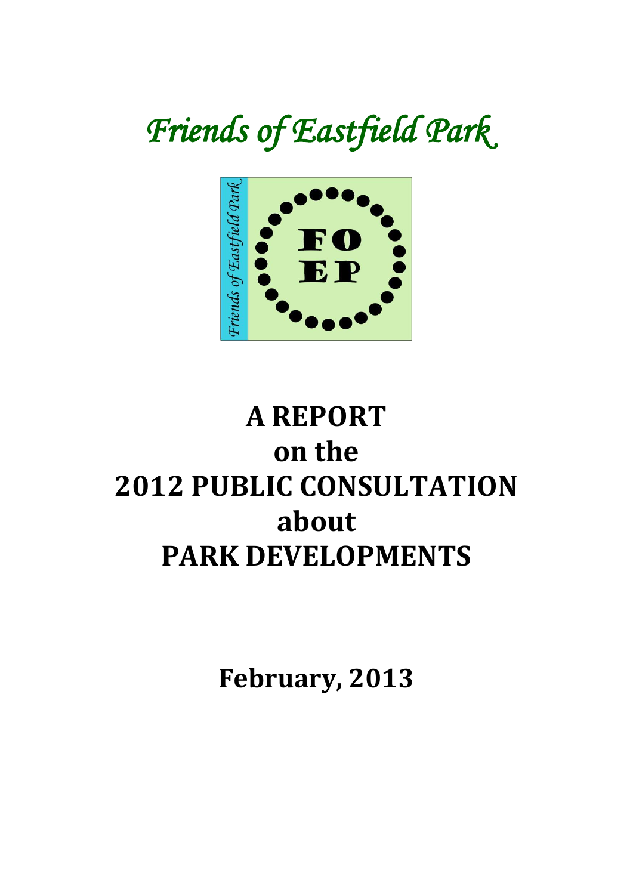*Friends of Eastfield Park*

# A REPORT
# on the
# 2012 PUBLIC CONSULTATION
# about
# PARK DEVELOPMENTS

**February, 2013**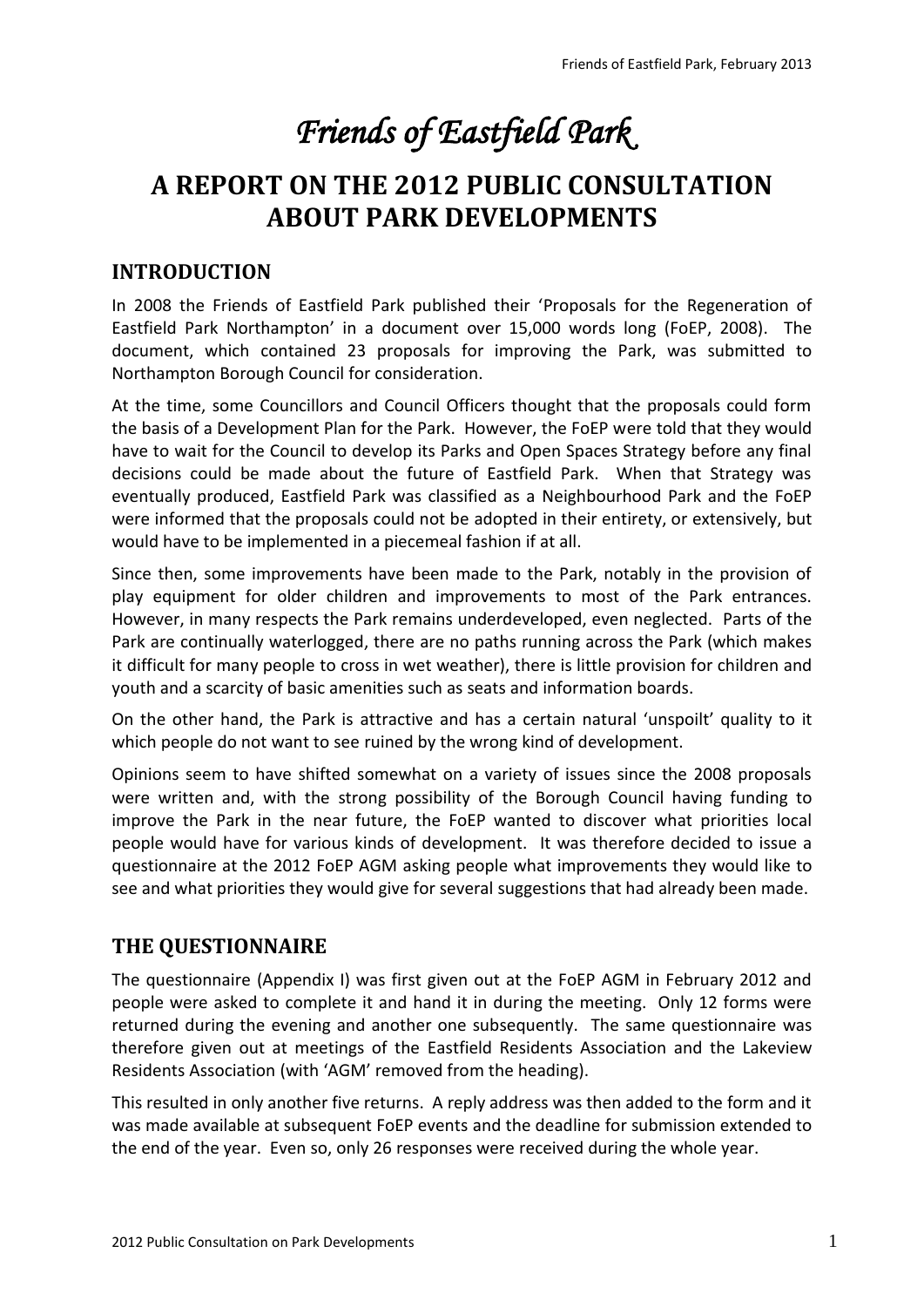# *Friends of Eastfield Park*

## A REPORT ON THE 2012 PUBLIC CONSULTATION ABOUT PARK DEVELOPMENTS

### INTRODUCTION

In 2008 the Friends of Eastfield Park published their 'Proposals for the Regeneration of Eastfield Park Northampton' in a document over 15,000 words long (FoEP, 2008). The document, which contained 23 proposals for improving the Park, was submitted to Northampton Borough Council for consideration.

At the time, some Councillors and Council Officers thought that the proposals could form the basis of a Development Plan for the Park. However, the FoEP were told that they would have to wait for the Council to develop its Parks and Open Spaces Strategy before any final decisions could be made about the future of Eastfield Park. When that Strategy was eventually produced, Eastfield Park was classified as a Neighbourhood Park and the FoEP were informed that the proposals could not be adopted in their entirety, or extensively, but would have to be implemented in a piecemeal fashion if at all.

Since then, some improvements have been made to the Park, notably in the provision of play equipment for older children and improvements to most of the Park entrances. However, in many respects the Park remains underdeveloped, even neglected. Parts of the Park are continually waterlogged, there are no paths running across the Park (which makes it difficult for many people to cross in wet weather), there is little provision for children and youth and a scarcity of basic amenities such as seats and information boards.

On the other hand, the Park is attractive and has a certain natural 'unspoilt' quality to it which people do not want to see ruined by the wrong kind of development.

Opinions seem to have shifted somewhat on a variety of issues since the 2008 proposals were written and, with the strong possibility of the Borough Council having funding to improve the Park in the near future, the FoEP wanted to discover what priorities local people would have for various kinds of development. It was therefore decided to issue a questionnaire at the 2012 FoEP AGM asking people what improvements they would like to see and what priorities they would give for several suggestions that had already been made.

### THE QUESTIONNAIRE

The questionnaire (Appendix I) was first given out at the FoEP AGM in February 2012 and people were asked to complete it and hand it in during the meeting. Only 12 forms were returned during the evening and another one subsequently. The same questionnaire was therefore given out at meetings of the Eastfield Residents Association and the Lakeview Residents Association (with 'AGM' removed from the heading).

This resulted in only another five returns. A reply address was then added to the form and it was made available at subsequent FoEP events and the deadline for submission extended to the end of the year. Even so, only 26 responses were received during the whole year.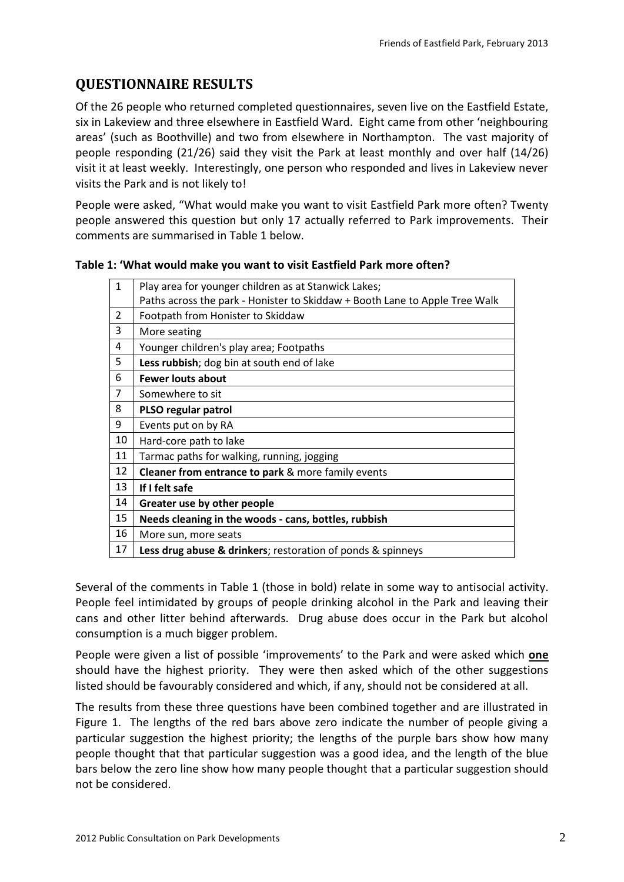## QUESTIONNAIRE RESULTS

Of the 26 people who returned completed questionnaires, seven live on the Eastfield Estate, six in Lakeview and three elsewhere in Eastfield Ward. Eight came from other 'neighbouring areas' (such as Boothville) and two from elsewhere in Northampton. The vast majority of people responding (21/26) said they visit the Park at least monthly and over half (14/26) visit it at least weekly. Interestingly, one person who responded and lives in Lakeview never visits the Park and is not likely to!

People were asked, "What would make you want to visit Eastfield Park more often? Twenty people answered this question but only 17 actually referred to Park improvements. Their comments are summarised in Table 1 below.

**Table 1: 'What would make you want to visit Eastfield Park more often?**

| | |
|---|---|
| 1 | Play area for younger children as at Stanwick Lakes; Paths across the park - Honister to Skiddaw + Booth Lane to Apple Tree Walk |
| 2 | Footpath from Honister to Skiddaw |
| 3 | More seating |
| 4 | Younger children's play area; Footpaths |
| 5 | **Less rubbish**; dog bin at south end of lake |
| 6 | **Fewer louts about** |
| 7 | Somewhere to sit |
| 8 | **PLSO regular patrol** |
| 9 | Events put on by RA |
| 10 | Hard-core path to lake |
| 11 | Tarmac paths for walking, running, jogging |
| 12 | **Cleaner from entrance to park** & more family events |
| 13 | **If I felt safe** |
| 14 | **Greater use by other people** |
| 15 | **Needs cleaning in the woods - cans, bottles, rubbish** |
| 16 | More sun, more seats |
| 17 | **Less drug abuse & drinkers**; restoration of ponds & spinneys |

Several of the comments in Table 1 (those in bold) relate in some way to antisocial activity. People feel intimidated by groups of people drinking alcohol in the Park and leaving their cans and other litter behind afterwards. Drug abuse does occur in the Park but alcohol consumption is a much bigger problem.

People were given a list of possible 'improvements' to the Park and were asked which **one** should have the highest priority. They were then asked which of the other suggestions listed should be favourably considered and which, if any, should not be considered at all.

The results from these three questions have been combined together and are illustrated in Figure 1. The lengths of the red bars above zero indicate the number of people giving a particular suggestion the highest priority; the lengths of the purple bars show how many people thought that that particular suggestion was a good idea, and the length of the blue bars below the zero line show how many people thought that a particular suggestion should not be considered.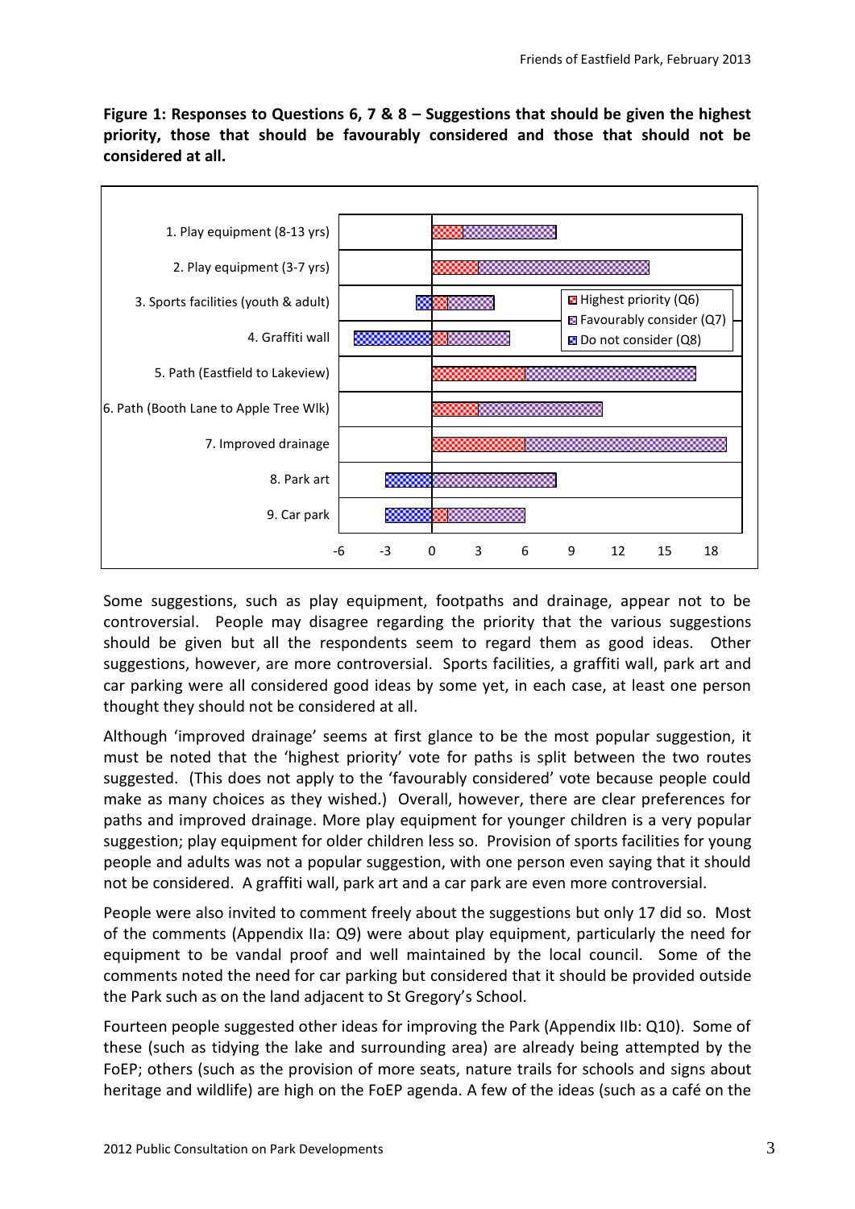**Figure 1: Responses to Questions 6, 7 & 8 – Suggestions that should be given the highest priority, those that should be favourably considered and those that should not be considered at all.**

Some suggestions, such as play equipment, footpaths and drainage, appear not to be controversial. People may disagree regarding the priority that the various suggestions should be given but all the respondents seem to regard them as good ideas. Other suggestions, however, are more controversial. Sports facilities, a graffiti wall, park art and car parking were all considered good ideas by some yet, in each case, at least one person thought they should not be considered at all.

Although 'improved drainage' seems at first glance to be the most popular suggestion, it must be noted that the 'highest priority' vote for paths is split between the two routes suggested. (This does not apply to the 'favourably considered' vote because people could make as many choices as they wished.) Overall, however, there are clear preferences for paths and improved drainage. More play equipment for younger children is a very popular suggestion; play equipment for older children less so. Provision of sports facilities for young people and adults was not a popular suggestion, with one person even saying that it should not be considered. A graffiti wall, park art and a car park are even more controversial.

People were also invited to comment freely about the suggestions but only 17 did so. Most of the comments (Appendix IIa: Q9) were about play equipment, particularly the need for equipment to be vandal proof and well maintained by the local council. Some of the comments noted the need for car parking but considered that it should be provided outside the Park such as on the land adjacent to St Gregory's School.

Fourteen people suggested other ideas for improving the Park (Appendix IIb: Q10). Some of these (such as tidying the lake and surrounding area) are already being attempted by the FoEP; others (such as the provision of more seats, nature trails for schools and signs about heritage and wildlife) are high on the FoEP agenda. A few of the ideas (such as a café on the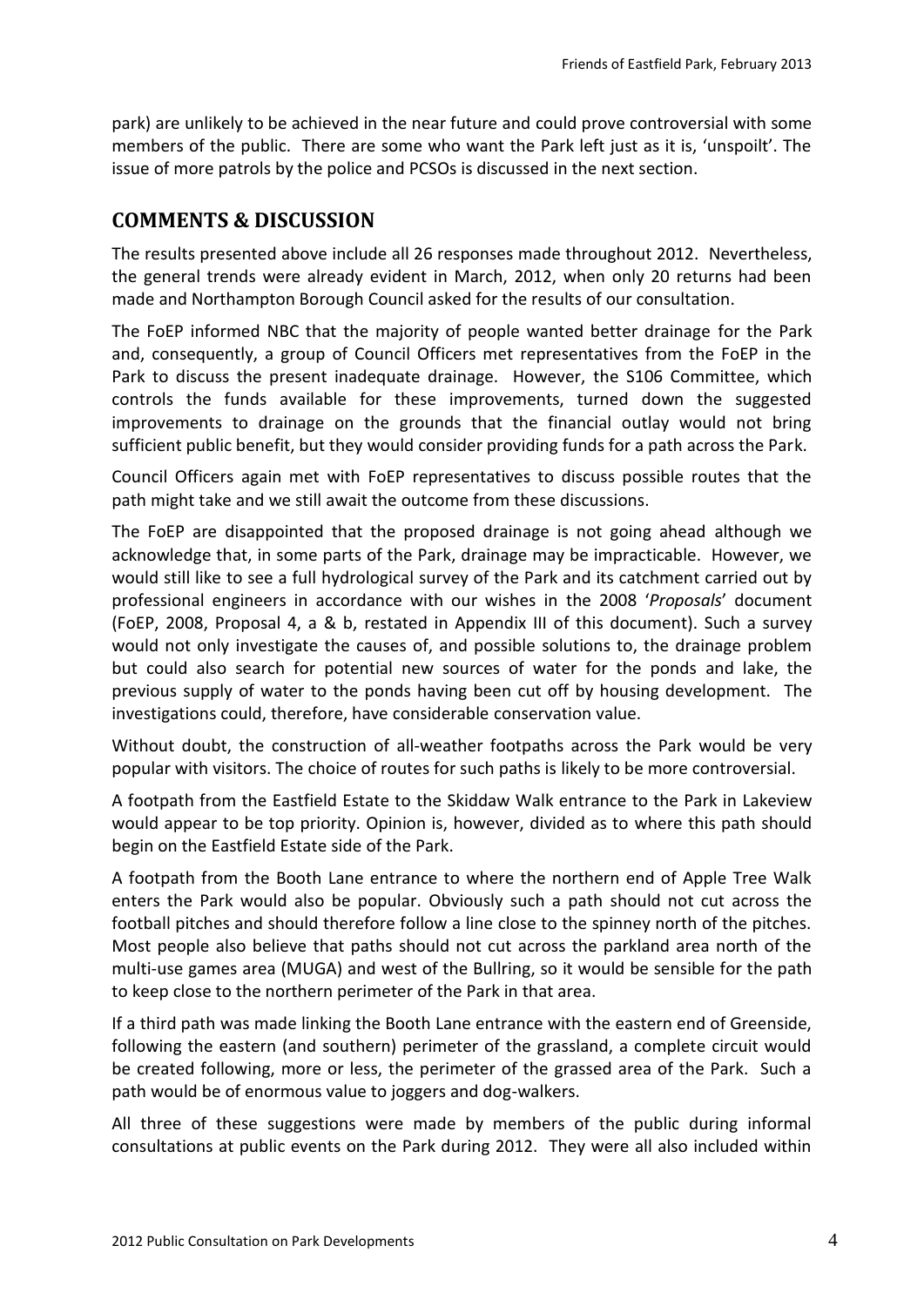park) are unlikely to be achieved in the near future and could prove controversial with some members of the public. There are some who want the Park left just as it is, 'unspoilt'. The issue of more patrols by the police and PCSOs is discussed in the next section.

## COMMENTS & DISCUSSION

The results presented above include all 26 responses made throughout 2012. Nevertheless, the general trends were already evident in March, 2012, when only 20 returns had been made and Northampton Borough Council asked for the results of our consultation.

The FoEP informed NBC that the majority of people wanted better drainage for the Park and, consequently, a group of Council Officers met representatives from the FoEP in the Park to discuss the present inadequate drainage. However, the S106 Committee, which controls the funds available for these improvements, turned down the suggested improvements to drainage on the grounds that the financial outlay would not bring sufficient public benefit, but they would consider providing funds for a path across the Park.

Council Officers again met with FoEP representatives to discuss possible routes that the path might take and we still await the outcome from these discussions.

The FoEP are disappointed that the proposed drainage is not going ahead although we acknowledge that, in some parts of the Park, drainage may be impracticable. However, we would still like to see a full hydrological survey of the Park and its catchment carried out by professional engineers in accordance with our wishes in the 2008 '*Proposals*' document (FoEP, 2008, Proposal 4, a & b, restated in Appendix III of this document). Such a survey would not only investigate the causes of, and possible solutions to, the drainage problem but could also search for potential new sources of water for the ponds and lake, the previous supply of water to the ponds having been cut off by housing development. The investigations could, therefore, have considerable conservation value.

Without doubt, the construction of all-weather footpaths across the Park would be very popular with visitors. The choice of routes for such paths is likely to be more controversial.

A footpath from the Eastfield Estate to the Skiddaw Walk entrance to the Park in Lakeview would appear to be top priority. Opinion is, however, divided as to where this path should begin on the Eastfield Estate side of the Park.

A footpath from the Booth Lane entrance to where the northern end of Apple Tree Walk enters the Park would also be popular. Obviously such a path should not cut across the football pitches and should therefore follow a line close to the spinney north of the pitches. Most people also believe that paths should not cut across the parkland area north of the multi-use games area (MUGA) and west of the Bullring, so it would be sensible for the path to keep close to the northern perimeter of the Park in that area.

If a third path was made linking the Booth Lane entrance with the eastern end of Greenside, following the eastern (and southern) perimeter of the grassland, a complete circuit would be created following, more or less, the perimeter of the grassed area of the Park. Such a path would be of enormous value to joggers and dog-walkers.

All three of these suggestions were made by members of the public during informal consultations at public events on the Park during 2012. They were all also included within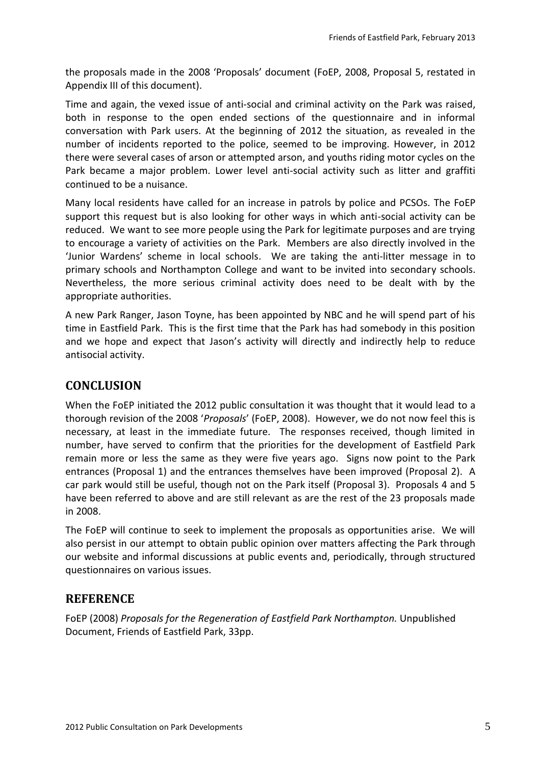the proposals made in the 2008 'Proposals' document (FoEP, 2008, Proposal 5, restated in Appendix III of this document).

Time and again, the vexed issue of anti-social and criminal activity on the Park was raised, both in response to the open ended sections of the questionnaire and in informal conversation with Park users. At the beginning of 2012 the situation, as revealed in the number of incidents reported to the police, seemed to be improving. However, in 2012 there were several cases of arson or attempted arson, and youths riding motor cycles on the Park became a major problem. Lower level anti-social activity such as litter and graffiti continued to be a nuisance.

Many local residents have called for an increase in patrols by police and PCSOs. The FoEP support this request but is also looking for other ways in which anti-social activity can be reduced. We want to see more people using the Park for legitimate purposes and are trying to encourage a variety of activities on the Park. Members are also directly involved in the 'Junior Wardens' scheme in local schools. We are taking the anti-litter message in to primary schools and Northampton College and want to be invited into secondary schools. Nevertheless, the more serious criminal activity does need to be dealt with by the appropriate authorities.

A new Park Ranger, Jason Toyne, has been appointed by NBC and he will spend part of his time in Eastfield Park. This is the first time that the Park has had somebody in this position and we hope and expect that Jason's activity will directly and indirectly help to reduce antisocial activity.

## CONCLUSION

When the FoEP initiated the 2012 public consultation it was thought that it would lead to a thorough revision of the 2008 '*Proposals*' (FoEP, 2008). However, we do not now feel this is necessary, at least in the immediate future. The responses received, though limited in number, have served to confirm that the priorities for the development of Eastfield Park remain more or less the same as they were five years ago. Signs now point to the Park entrances (Proposal 1) and the entrances themselves have been improved (Proposal 2). A car park would still be useful, though not on the Park itself (Proposal 3). Proposals 4 and 5 have been referred to above and are still relevant as are the rest of the 23 proposals made in 2008.

The FoEP will continue to seek to implement the proposals as opportunities arise. We will also persist in our attempt to obtain public opinion over matters affecting the Park through our website and informal discussions at public events and, periodically, through structured questionnaires on various issues.

## REFERENCE

FoEP (2008) *Proposals for the Regeneration of Eastfield Park Northampton.* Unpublished Document, Friends of Eastfield Park, 33pp.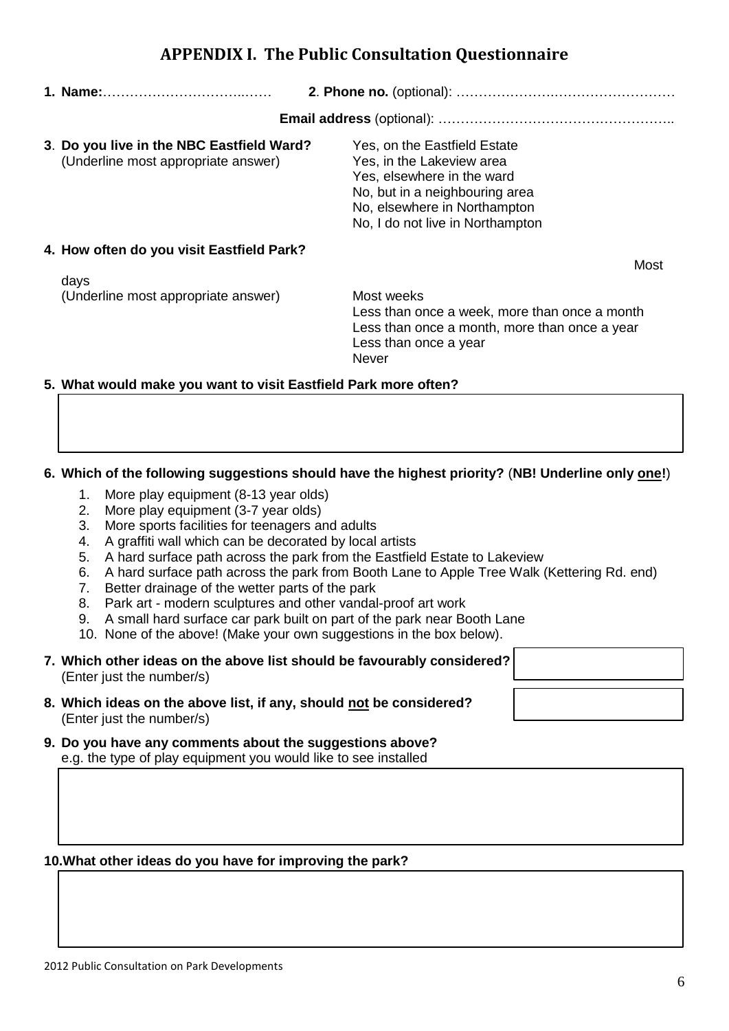## APPENDIX I. The Public Consultation Questionnaire

**1. Name:**……………………………..……  **2**. **Phone no.** (optional): …………………………………………

**Email address** (optional): ……………………………………………..

**3**. **Do you live in the NBC Eastfield Ward?**
(Underline most appropriate answer)

- Yes, on the Eastfield Estate
- Yes, in the Lakeview area
- Yes, elsewhere in the ward
- No, but in a neighbouring area
- No, elsewhere in Northampton
- No, I do not live in Northampton

**4. How often do you visit Eastfield Park?**
(Underline most appropriate answer)

- Most days
- Most weeks
- Less than once a week, more than once a month
- Less than once a month, more than once a year
- Less than once a year
- Never

**5. What would make you want to visit Eastfield Park more often?**

**6. Which of the following suggestions should have the highest priority?** (**NB! Underline only <u>one</u>!**)

1. More play equipment (8-13 year olds)
2. More play equipment (3-7 year olds)
3. More sports facilities for teenagers and adults
4. A graffiti wall which can be decorated by local artists
5. A hard surface path across the park from the Eastfield Estate to Lakeview
6. A hard surface path across the park from Booth Lane to Apple Tree Walk (Kettering Rd. end)
7. Better drainage of the wetter parts of the park
8. Park art - modern sculptures and other vandal-proof art work
9. A small hard surface car park built on part of the park near Booth Lane
10. None of the above! (Make your own suggestions in the box below).

**7. Which other ideas on the above list should be favourably considered?**
(Enter just the number/s)

**8. Which ideas on the above list, if any, should <u>not</u> be considered?**
(Enter just the number/s)

**9. Do you have any comments about the suggestions above?**
e.g. the type of play equipment you would like to see installed

**10. What other ideas do you have for improving the park?**

2012 Public Consultation on Park Developments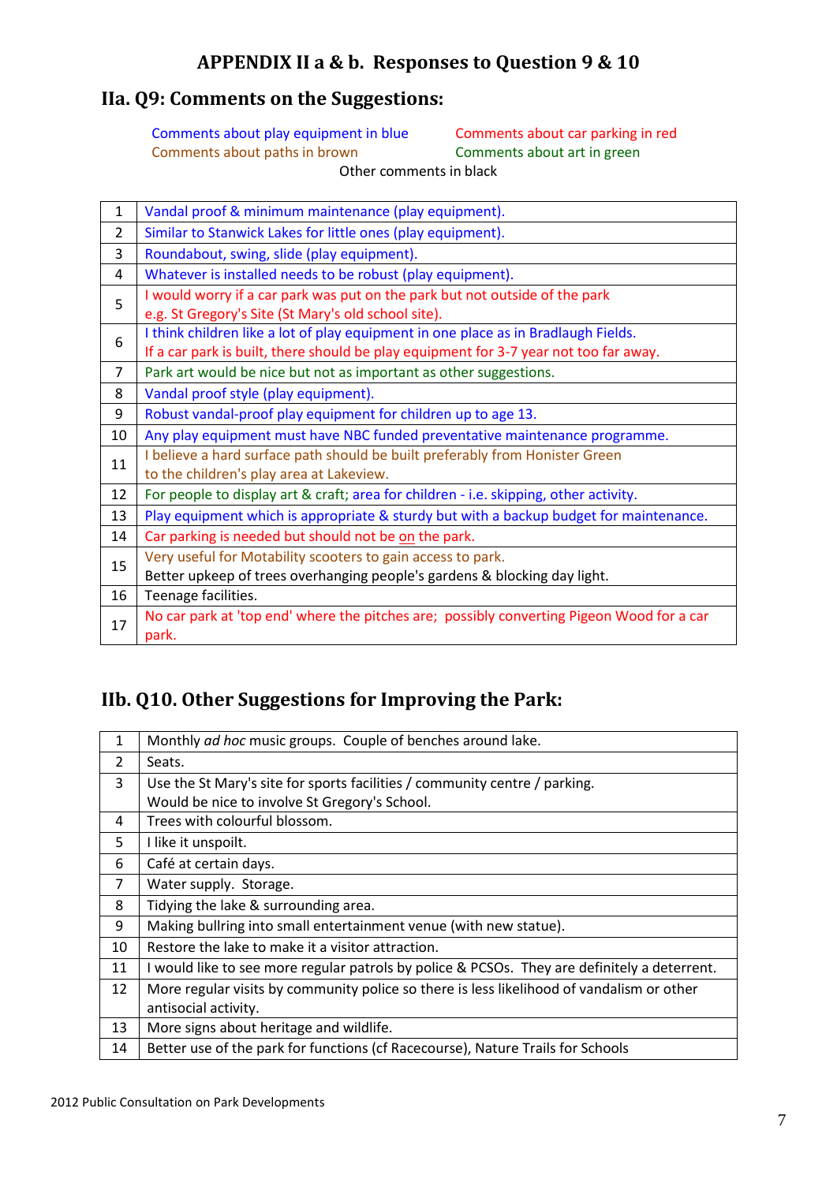# APPENDIX II a & b. Responses to Question 9 & 10

## IIa. Q9: Comments on the Suggestions:

Comments about play equipment in blue
Comments about car parking in red
Comments about paths in brown
Comments about art in green
Other comments in black

| | |
|---|---|
| 1 | Vandal proof & minimum maintenance (play equipment). |
| 2 | Similar to Stanwick Lakes for little ones (play equipment). |
| 3 | Roundabout, swing, slide (play equipment). |
| 4 | Whatever is installed needs to be robust (play equipment). |
| 5 | I would worry if a car park was put on the park but not outside of the park e.g. St Gregory's Site (St Mary's old school site). |
| 6 | I think children like a lot of play equipment in one place as in Bradlaugh Fields. If a car park is built, there should be play equipment for 3-7 year not too far away. |
| 7 | Park art would be nice but not as important as other suggestions. |
| 8 | Vandal proof style (play equipment). |
| 9 | Robust vandal-proof play equipment for children up to age 13. |
| 10 | Any play equipment must have NBC funded preventative maintenance programme. |
| 11 | I believe a hard surface path should be built preferably from Honister Green to the children's play area at Lakeview. |
| 12 | For people to display art & craft; area for children - i.e. skipping, other activity. |
| 13 | Play equipment which is appropriate & sturdy but with a backup budget for maintenance. |
| 14 | Car parking is needed but should not be on the park. |
| 15 | Very useful for Motability scooters to gain access to park. Better upkeep of trees overhanging people's gardens & blocking day light. |
| 16 | Teenage facilities. |
| 17 | No car park at 'top end' where the pitches are; possibly converting Pigeon Wood for a car park. |

## IIb. Q10. Other Suggestions for Improving the Park:

| | |
|---|---|
| 1 | Monthly *ad hoc* music groups. Couple of benches around lake. |
| 2 | Seats. |
| 3 | Use the St Mary's site for sports facilities / community centre / parking. Would be nice to involve St Gregory's School. |
| 4 | Trees with colourful blossom. |
| 5 | I like it unspoilt. |
| 6 | Café at certain days. |
| 7 | Water supply. Storage. |
| 8 | Tidying the lake & surrounding area. |
| 9 | Making bullring into small entertainment venue (with new statue). |
| 10 | Restore the lake to make it a visitor attraction. |
| 11 | I would like to see more regular patrols by police & PCSOs. They are definitely a deterrent. |
| 12 | More regular visits by community police so there is less likelihood of vandalism or other antisocial activity. |
| 13 | More signs about heritage and wildlife. |
| 14 | Better use of the park for functions (cf Racecourse), Nature Trails for Schools |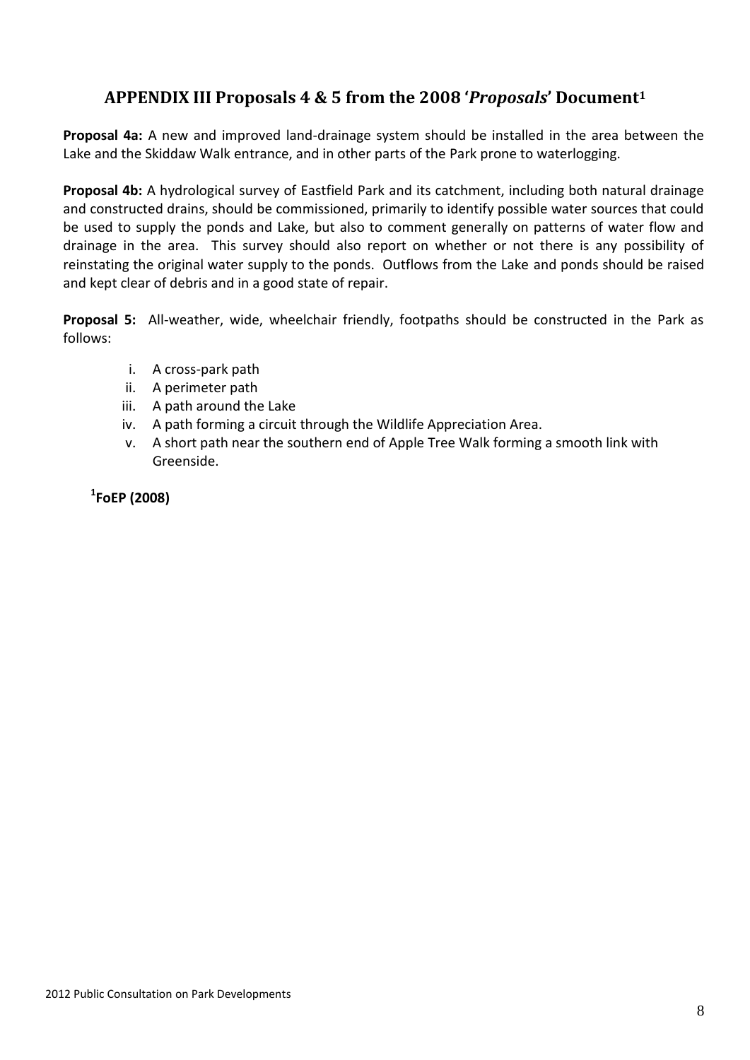## APPENDIX III Proposals 4 & 5 from the 2008 '*Proposals*' Document[1]

**Proposal 4a:** A new and improved land-drainage system should be installed in the area between the Lake and the Skiddaw Walk entrance, and in other parts of the Park prone to waterlogging.

**Proposal 4b:** A hydrological survey of Eastfield Park and its catchment, including both natural drainage and constructed drains, should be commissioned, primarily to identify possible water sources that could be used to supply the ponds and Lake, but also to comment generally on patterns of water flow and drainage in the area. This survey should also report on whether or not there is any possibility of reinstating the original water supply to the ponds. Outflows from the Lake and ponds should be raised and kept clear of debris and in a good state of repair.

**Proposal 5:** All-weather, wide, wheelchair friendly, footpaths should be constructed in the Park as follows:

i. A cross-park path
ii. A perimeter path
iii. A path around the Lake
iv. A path forming a circuit through the Wildlife Appreciation Area.
v. A short path near the southern end of Apple Tree Walk forming a smooth link with Greenside.

**[1]FoEP (2008)**